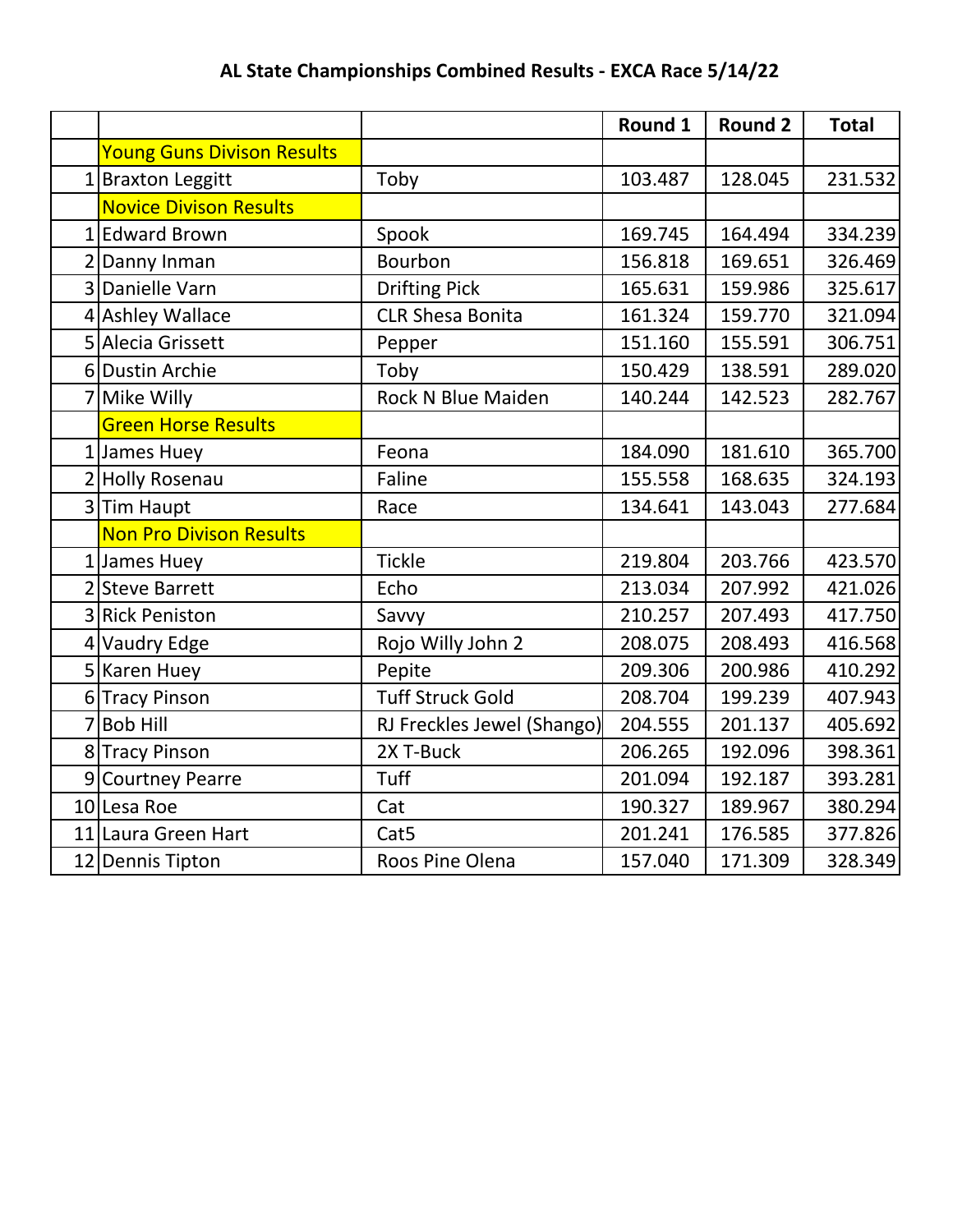# AL State Championships Combined Results - EXCA Race 5/14/22

| | | | Round 1 | Round 2 | Total |
|---|---|---|---|---|---|
| | Young Guns Divison Results | | | | |
| 1 | Braxton Leggitt | Toby | 103.487 | 128.045 | 231.532 |
| | Novice Divison Results | | | | |
| 1 | Edward Brown | Spook | 169.745 | 164.494 | 334.239 |
| 2 | Danny Inman | Bourbon | 156.818 | 169.651 | 326.469 |
| 3 | Danielle Varn | Drifting Pick | 165.631 | 159.986 | 325.617 |
| 4 | Ashley Wallace | CLR Shesa Bonita | 161.324 | 159.770 | 321.094 |
| 5 | Alecia Grissett | Pepper | 151.160 | 155.591 | 306.751 |
| 6 | Dustin Archie | Toby | 150.429 | 138.591 | 289.020 |
| 7 | Mike Willy | Rock N Blue Maiden | 140.244 | 142.523 | 282.767 |
| | Green Horse Results | | | | |
| 1 | James Huey | Feona | 184.090 | 181.610 | 365.700 |
| 2 | Holly Rosenau | Faline | 155.558 | 168.635 | 324.193 |
| 3 | Tim Haupt | Race | 134.641 | 143.043 | 277.684 |
| | Non Pro Divison Results | | | | |
| 1 | James Huey | Tickle | 219.804 | 203.766 | 423.570 |
| 2 | Steve Barrett | Echo | 213.034 | 207.992 | 421.026 |
| 3 | Rick Peniston | Savvy | 210.257 | 207.493 | 417.750 |
| 4 | Vaudry Edge | Rojo Willy John 2 | 208.075 | 208.493 | 416.568 |
| 5 | Karen Huey | Pepite | 209.306 | 200.986 | 410.292 |
| 6 | Tracy Pinson | Tuff Struck Gold | 208.704 | 199.239 | 407.943 |
| 7 | Bob Hill | RJ Freckles Jewel (Shango) | 204.555 | 201.137 | 405.692 |
| 8 | Tracy Pinson | 2X T-Buck | 206.265 | 192.096 | 398.361 |
| 9 | Courtney Pearre | Tuff | 201.094 | 192.187 | 393.281 |
| 10 | Lesa Roe | Cat | 190.327 | 189.967 | 380.294 |
| 11 | Laura Green Hart | Cat5 | 201.241 | 176.585 | 377.826 |
| 12 | Dennis Tipton | Roos Pine Olena | 157.040 | 171.309 | 328.349 |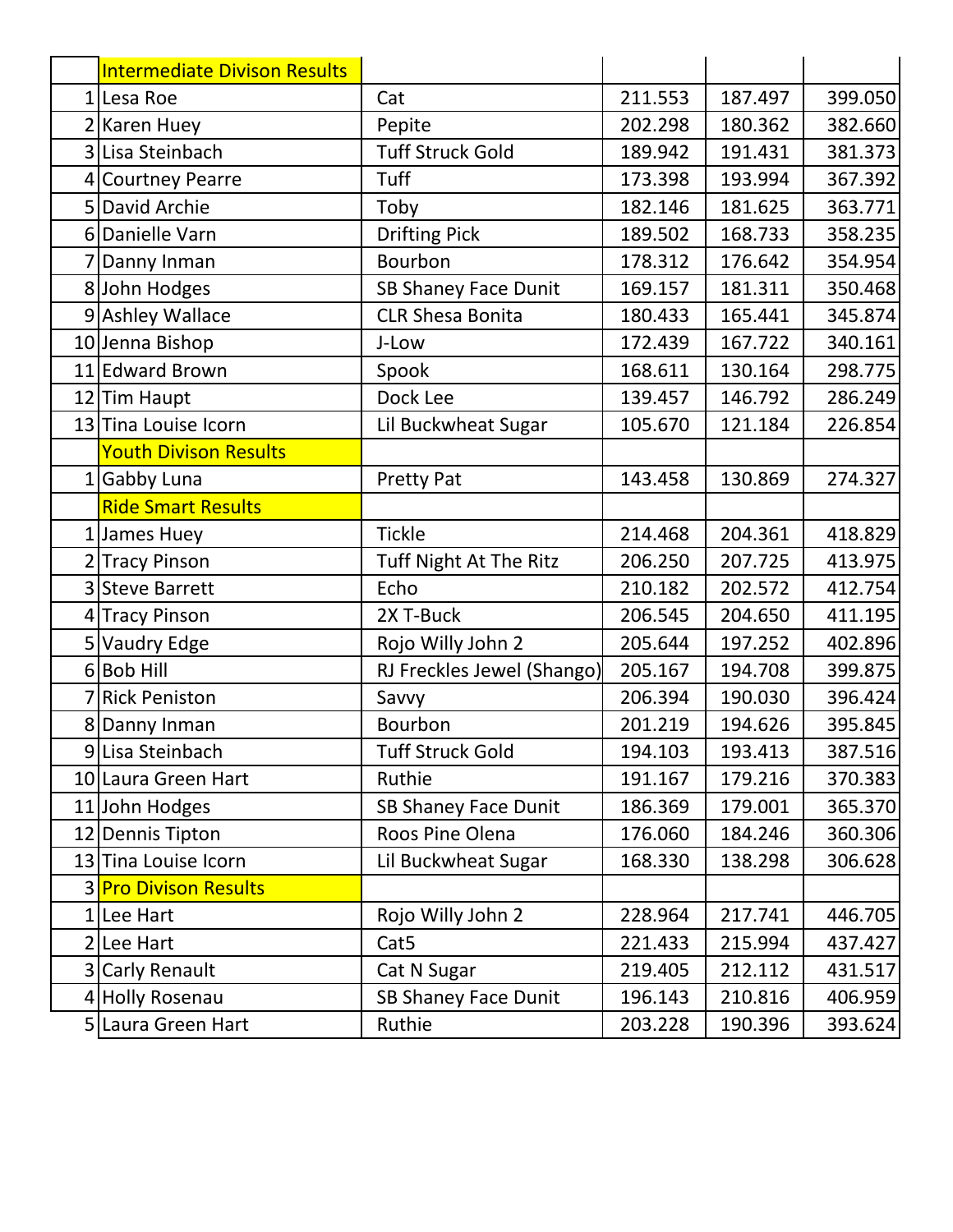| | | | | | |
|---|---|---|---|---|---|
| | Intermediate Divison Results | | | | |
| 1 | Lesa Roe | Cat | 211.553 | 187.497 | 399.050 |
| 2 | Karen Huey | Pepite | 202.298 | 180.362 | 382.660 |
| 3 | Lisa Steinbach | Tuff Struck Gold | 189.942 | 191.431 | 381.373 |
| 4 | Courtney Pearre | Tuff | 173.398 | 193.994 | 367.392 |
| 5 | David Archie | Toby | 182.146 | 181.625 | 363.771 |
| 6 | Danielle Varn | Drifting Pick | 189.502 | 168.733 | 358.235 |
| 7 | Danny Inman | Bourbon | 178.312 | 176.642 | 354.954 |
| 8 | John Hodges | SB Shaney Face Dunit | 169.157 | 181.311 | 350.468 |
| 9 | Ashley Wallace | CLR Shesa Bonita | 180.433 | 165.441 | 345.874 |
| 10 | Jenna Bishop | J-Low | 172.439 | 167.722 | 340.161 |
| 11 | Edward Brown | Spook | 168.611 | 130.164 | 298.775 |
| 12 | Tim Haupt | Dock Lee | 139.457 | 146.792 | 286.249 |
| 13 | Tina Louise Icorn | Lil Buckwheat Sugar | 105.670 | 121.184 | 226.854 |
| | Youth Divison Results | | | | |
| 1 | Gabby Luna | Pretty Pat | 143.458 | 130.869 | 274.327 |
| | Ride Smart Results | | | | |
| 1 | James Huey | Tickle | 214.468 | 204.361 | 418.829 |
| 2 | Tracy Pinson | Tuff Night At The Ritz | 206.250 | 207.725 | 413.975 |
| 3 | Steve Barrett | Echo | 210.182 | 202.572 | 412.754 |
| 4 | Tracy Pinson | 2X T-Buck | 206.545 | 204.650 | 411.195 |
| 5 | Vaudry Edge | Rojo Willy John 2 | 205.644 | 197.252 | 402.896 |
| 6 | Bob Hill | RJ Freckles Jewel (Shango) | 205.167 | 194.708 | 399.875 |
| 7 | Rick Peniston | Savvy | 206.394 | 190.030 | 396.424 |
| 8 | Danny Inman | Bourbon | 201.219 | 194.626 | 395.845 |
| 9 | Lisa Steinbach | Tuff Struck Gold | 194.103 | 193.413 | 387.516 |
| 10 | Laura Green Hart | Ruthie | 191.167 | 179.216 | 370.383 |
| 11 | John Hodges | SB Shaney Face Dunit | 186.369 | 179.001 | 365.370 |
| 12 | Dennis Tipton | Roos Pine Olena | 176.060 | 184.246 | 360.306 |
| 13 | Tina Louise Icorn | Lil Buckwheat Sugar | 168.330 | 138.298 | 306.628 |
| 3 | Pro Divison Results | | | | |
| 1 | Lee Hart | Rojo Willy John 2 | 228.964 | 217.741 | 446.705 |
| 2 | Lee Hart | Cat5 | 221.433 | 215.994 | 437.427 |
| 3 | Carly Renault | Cat N Sugar | 219.405 | 212.112 | 431.517 |
| 4 | Holly Rosenau | SB Shaney Face Dunit | 196.143 | 210.816 | 406.959 |
| 5 | Laura Green Hart | Ruthie | 203.228 | 190.396 | 393.624 |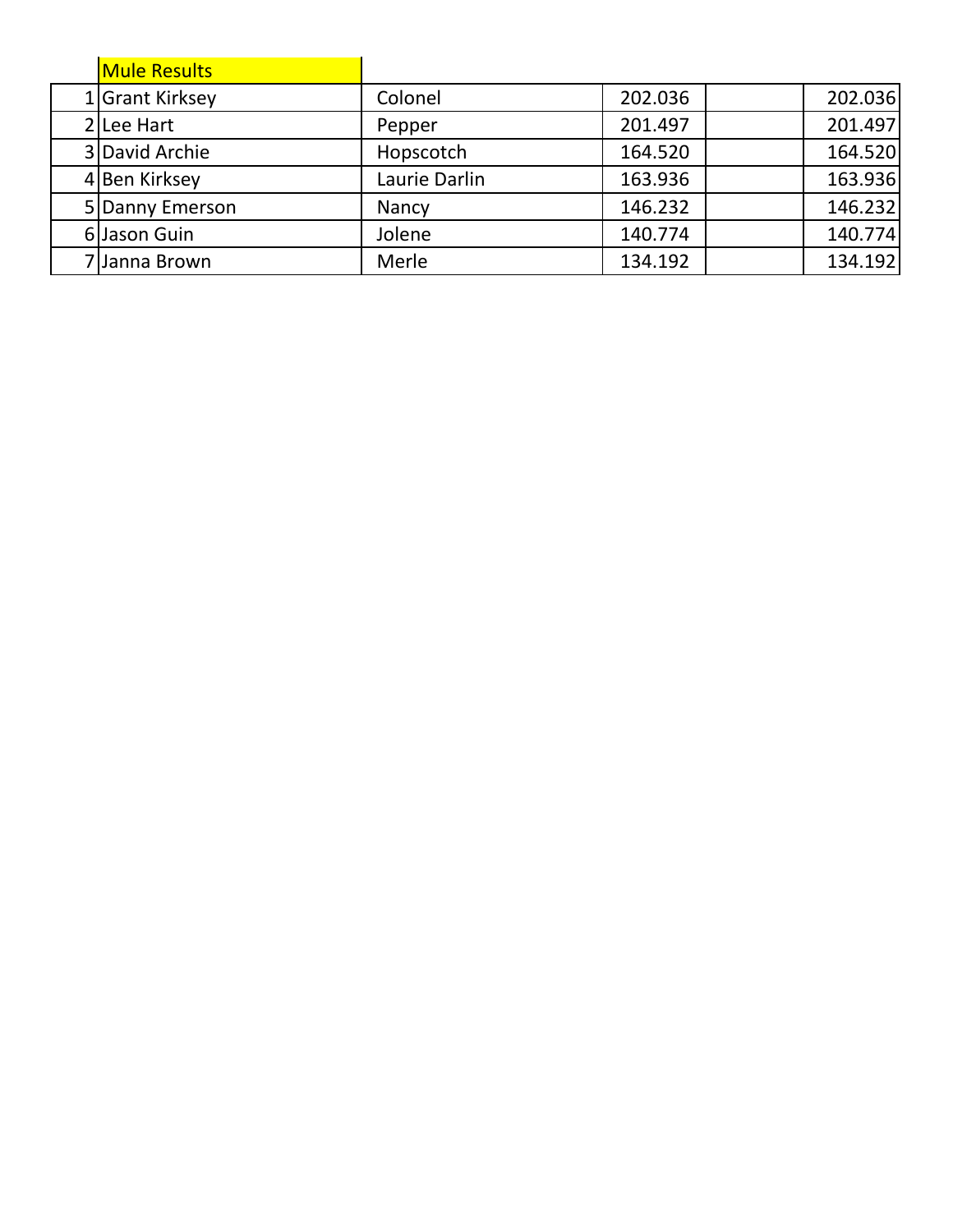Mule Results

| | | | | | |
|---|---|---|---|---|---|
| 1 | Grant Kirksey | Colonel | 202.036 | | 202.036 |
| 2 | Lee Hart | Pepper | 201.497 | | 201.497 |
| 3 | David Archie | Hopscotch | 164.520 | | 164.520 |
| 4 | Ben Kirksey | Laurie Darlin | 163.936 | | 163.936 |
| 5 | Danny Emerson | Nancy | 146.232 | | 146.232 |
| 6 | Jason Guin | Jolene | 140.774 | | 140.774 |
| 7 | Janna Brown | Merle | 134.192 | | 134.192 |